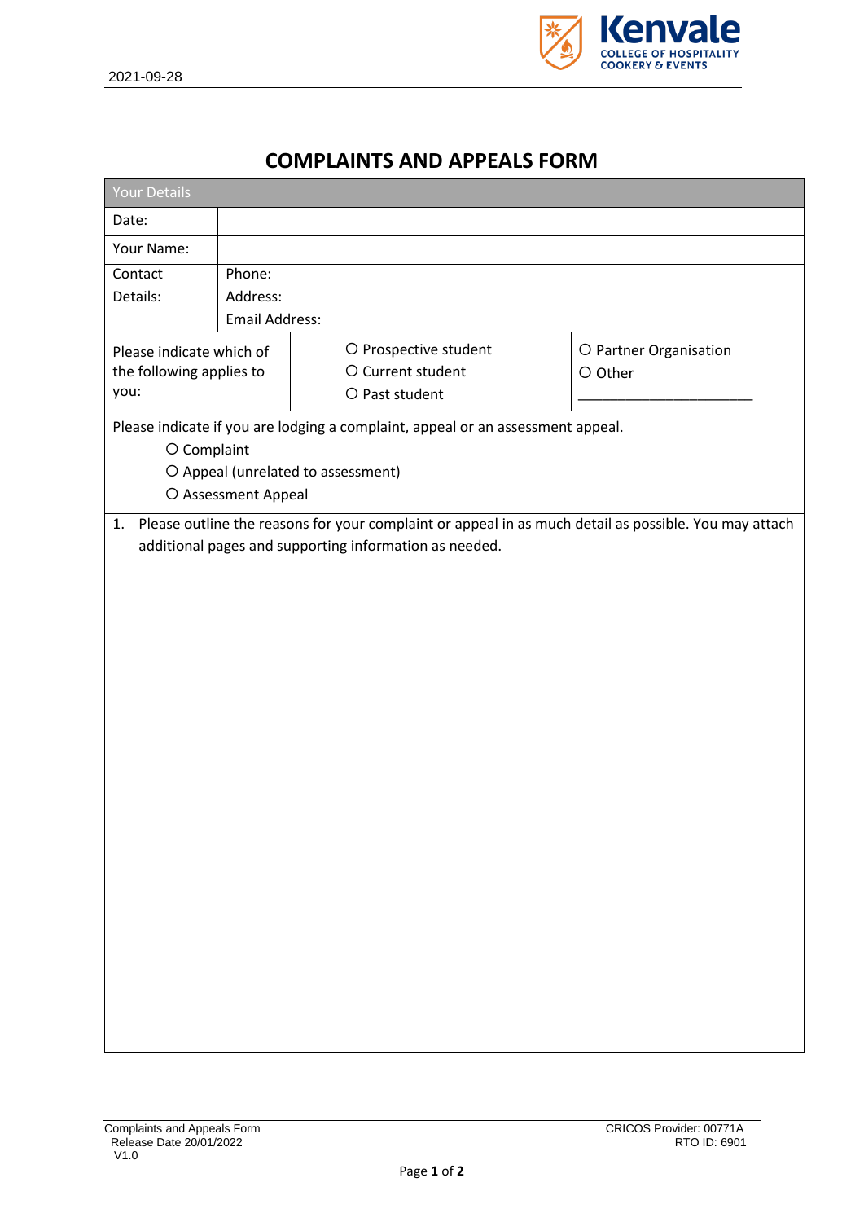2021-09-28

# COMPLAINTS AND APPEALS FORM

| Your Details | | | |
|---|---|---|---|
| Date: | | | |
| Your Name: | | | |
| Contact Details: | Phone:<br>Address:<br>Email Address: | | |
| Please indicate which of the following applies to you: | | ○ Prospective student<br>○ Current student<br>○ Past student | ○ Partner Organisation<br>○ Other<br>\_\_\_\_\_\_\_\_\_\_\_\_\_\_\_\_\_\_\_\_\_\_\_\_ |

Please indicate if you are lodging a complaint, appeal or an assessment appeal.

- ○ Complaint
- ○ Appeal (unrelated to assessment)
- ○ Assessment Appeal

1. Please outline the reasons for your complaint or appeal in as much detail as possible. You may attach additional pages and supporting information as needed.

Complaints and Appeals Form
Release Date 20/01/2022
V1.0

CRICOS Provider: 00771A
RTO ID: 6901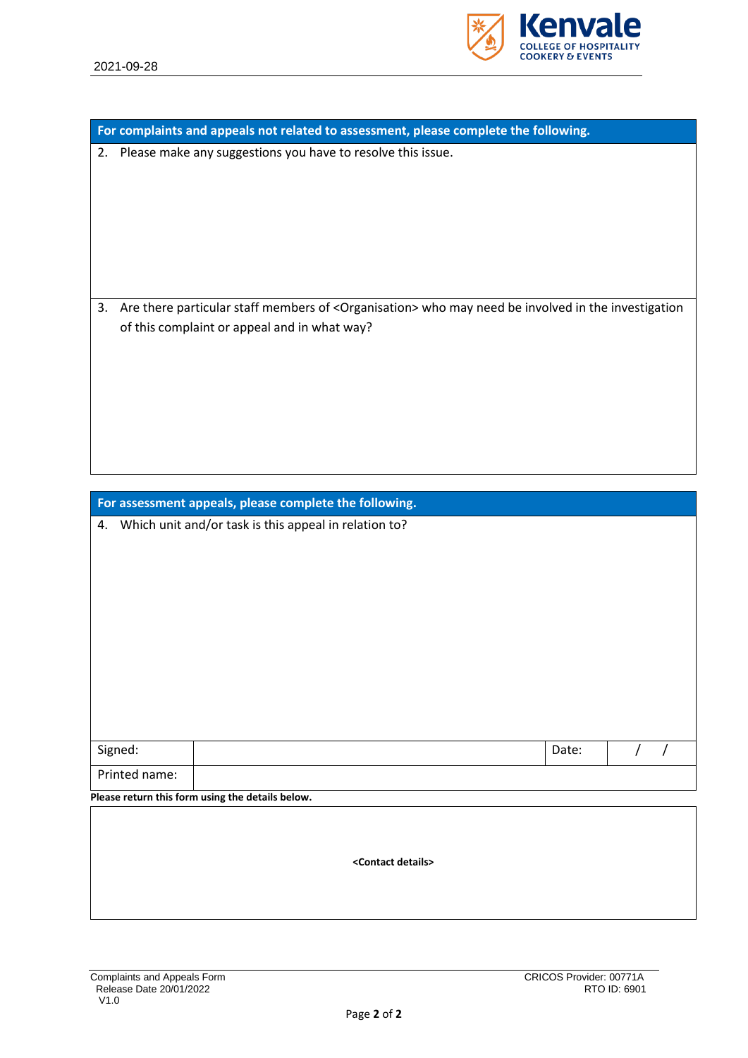| For complaints and appeals not related to assessment, please complete the following. |
| --- |
| 2. Please make any suggestions you have to resolve this issue. |
| 3. Are there particular staff members of <Organisation> who may need be involved in the investigation of this complaint or appeal and in what way? |

| For assessment appeals, please complete the following. |
| --- |
| 4. Which unit and/or task is this appeal in relation to? |

| | | | |
| --- | --- | --- | --- |
| Signed: | | Date: | / / |
| Printed name: | | | |

**Please return this form using the details below.**

**<Contact details>**

Complaints and Appeals Form
Release Date 20/01/2022
V1.0

CRICOS Provider: 00771A
RTO ID: 6901